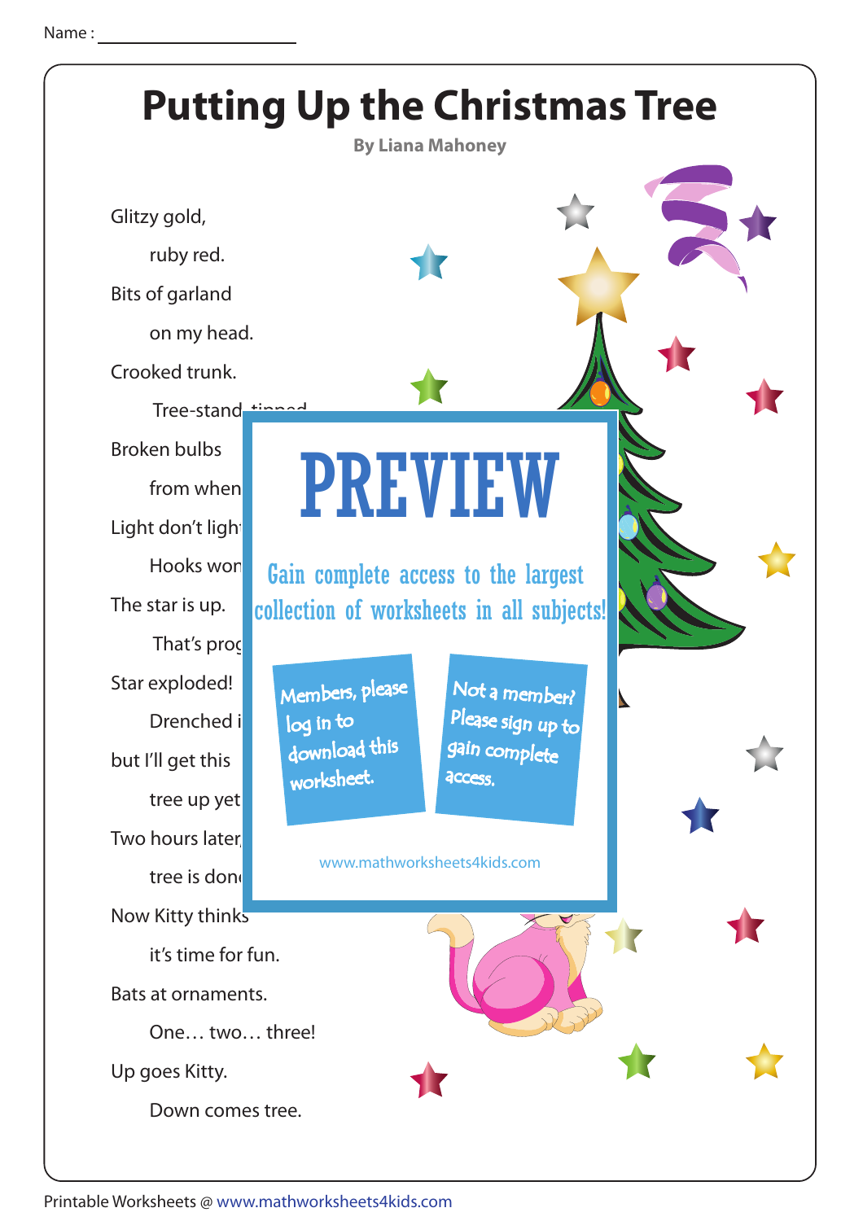Name : ____________________

# Putting Up the Christmas Tree

**By Liana Mahoney**

Glitzy gold,

ruby red.

Bits of garland

on my head.

Crooked trunk.

Tree-stand tipped.

Broken bulbs

from when

Light don't ligh

Hooks won

The star is up.

That's prog

Star exploded!

Drenched i

but I'll get this

tree up yet

Two hours later,

tree is don

Now Kitty thinks

it's time for fun.

Bats at ornaments.

One… two… three!

Up goes Kitty.

Down comes tree.

PREVIEW

Gain complete access to the largest collection of worksheets in all subjects!

Members, please log in to download this worksheet.

Not a member? Please sign up to gain complete access.

www.mathworksheets4kids.com

Printable Worksheets @ www.mathworksheets4kids.com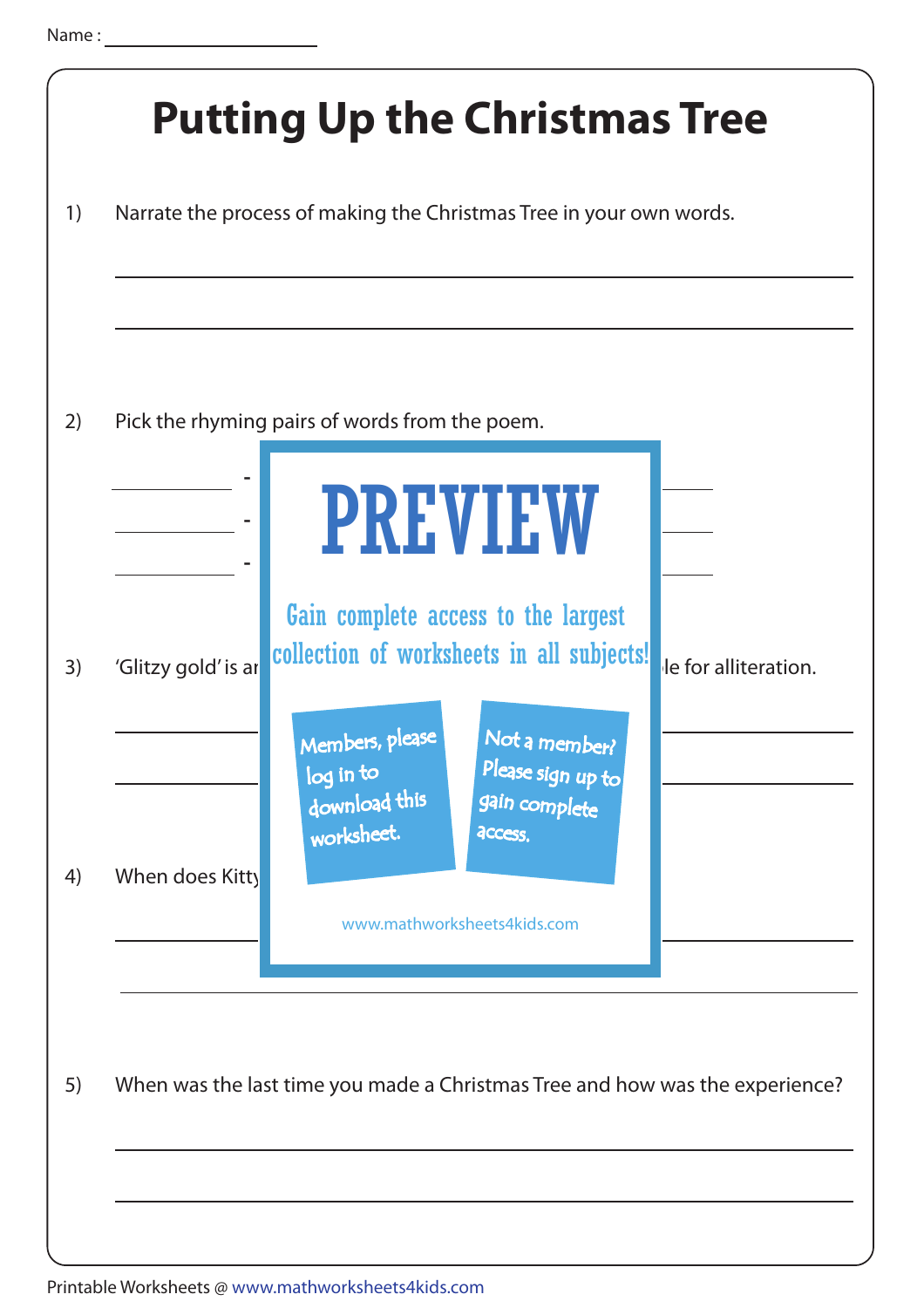Name : ____________________

# Putting Up the Christmas Tree

1) Narrate the process of making the Christmas Tree in your own words.

______________________________________________________________________

______________________________________________________________________

2) Pick the rhyming pairs of words from the poem.

__________ - __________

__________ - __________

__________ - __________

# PREVIEW

Gain complete access to the largest collection of worksheets in all subjects!

Members, please log in to download this worksheet.

Not a member? Please sign up to gain complete access.

www.mathworksheets4kids.com

3) 'Glitzy gold' is ar ... le for alliteration.

______________________________________________________________________

______________________________________________________________________

4) When does Kitty

______________________________________________________________________

______________________________________________________________________

5) When was the last time you made a Christmas Tree and how was the experience?

______________________________________________________________________

______________________________________________________________________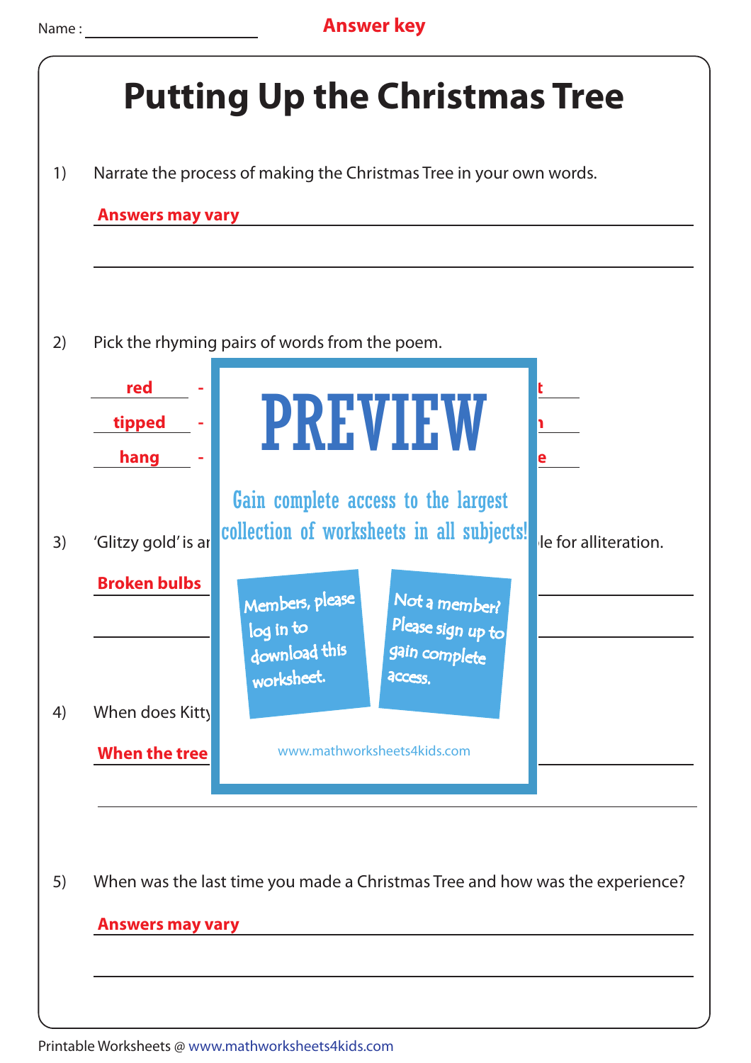Name : ____________________ **Answer key**

# Putting Up the Christmas Tree

1) Narrate the process of making the Christmas Tree in your own words.

**Answers may vary**

2) Pick the rhyming pairs of words from the poem.

**red** - ... t

**tipped** - ... n

**hang** - ... e

PREVIEW

Gain complete access to the largest collection of worksheets in all subjects!

Members, please log in to download this worksheet.

Not a member? Please sign up to gain complete access.

www.mathworksheets4kids.com

3) 'Glitzy gold' is ar ... le for alliteration.

**Broken bulbs**

4) When does Kitty ...

**When the tree**

5) When was the last time you made a Christmas Tree and how was the experience?

**Answers may vary**

Printable Worksheets @ www.mathworksheets4kids.com